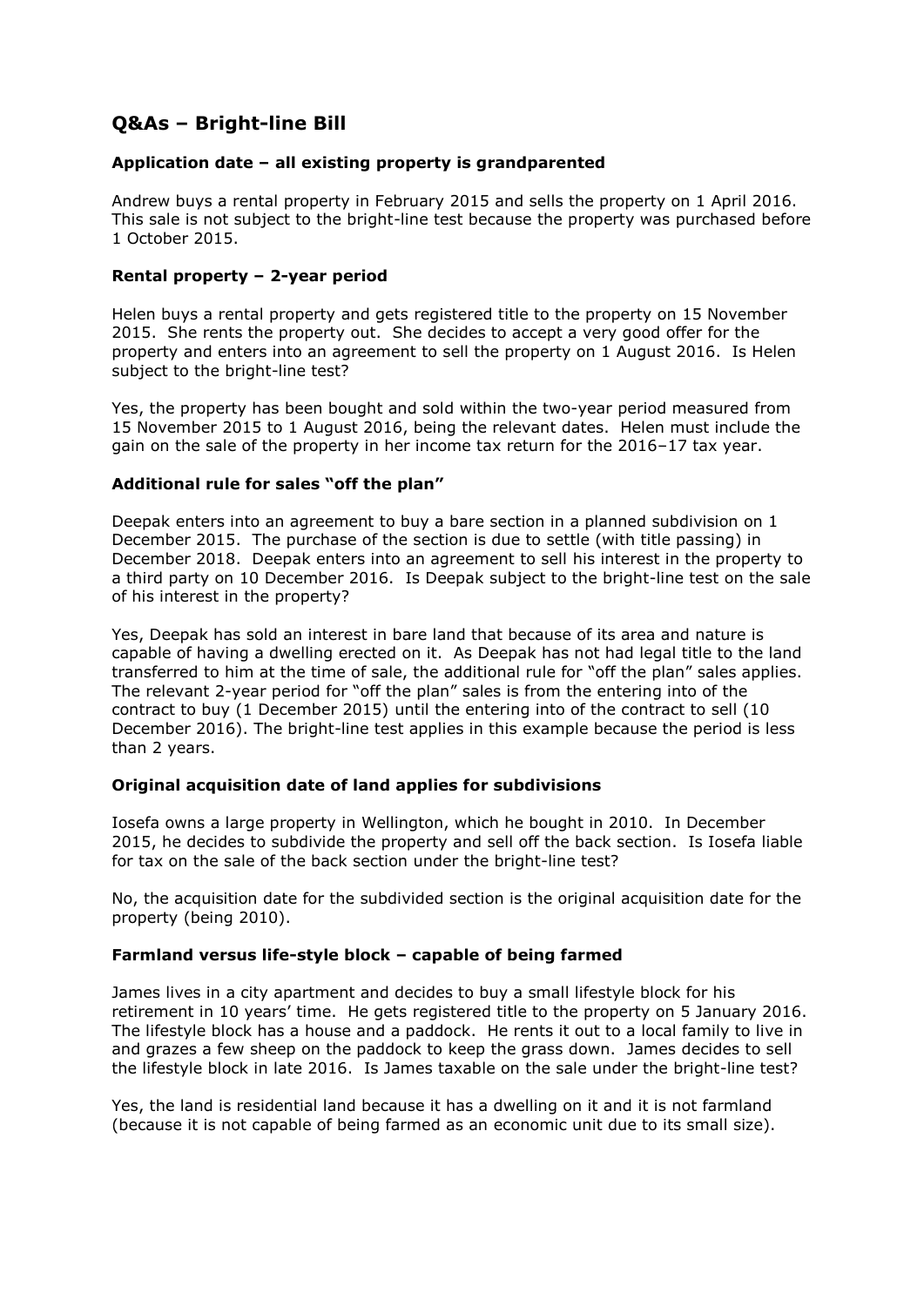## Q&As – Bright-line Bill

### Application date – all existing property is grandparented

Andrew buys a rental property in February 2015 and sells the property on 1 April 2016. This sale is not subject to the bright-line test because the property was purchased before 1 October 2015.

### Rental property – 2-year period

Helen buys a rental property and gets registered title to the property on 15 November 2015. She rents the property out. She decides to accept a very good offer for the property and enters into an agreement to sell the property on 1 August 2016. Is Helen subject to the bright-line test?

Yes, the property has been bought and sold within the two-year period measured from 15 November 2015 to 1 August 2016, being the relevant dates. Helen must include the gain on the sale of the property in her income tax return for the 2016–17 tax year.

### Additional rule for sales "off the plan"

Deepak enters into an agreement to buy a bare section in a planned subdivision on 1 December 2015. The purchase of the section is due to settle (with title passing) in December 2018. Deepak enters into an agreement to sell his interest in the property to a third party on 10 December 2016. Is Deepak subject to the bright-line test on the sale of his interest in the property?

Yes, Deepak has sold an interest in bare land that because of its area and nature is capable of having a dwelling erected on it. As Deepak has not had legal title to the land transferred to him at the time of sale, the additional rule for "off the plan" sales applies. The relevant 2-year period for "off the plan" sales is from the entering into of the contract to buy (1 December 2015) until the entering into of the contract to sell (10 December 2016). The bright-line test applies in this example because the period is less than 2 years.

### Original acquisition date of land applies for subdivisions

Iosefa owns a large property in Wellington, which he bought in 2010. In December 2015, he decides to subdivide the property and sell off the back section. Is Iosefa liable for tax on the sale of the back section under the bright-line test?

No, the acquisition date for the subdivided section is the original acquisition date for the property (being 2010).

### Farmland versus life-style block – capable of being farmed

James lives in a city apartment and decides to buy a small lifestyle block for his retirement in 10 years' time. He gets registered title to the property on 5 January 2016. The lifestyle block has a house and a paddock. He rents it out to a local family to live in and grazes a few sheep on the paddock to keep the grass down. James decides to sell the lifestyle block in late 2016. Is James taxable on the sale under the bright-line test?

Yes, the land is residential land because it has a dwelling on it and it is not farmland (because it is not capable of being farmed as an economic unit due to its small size).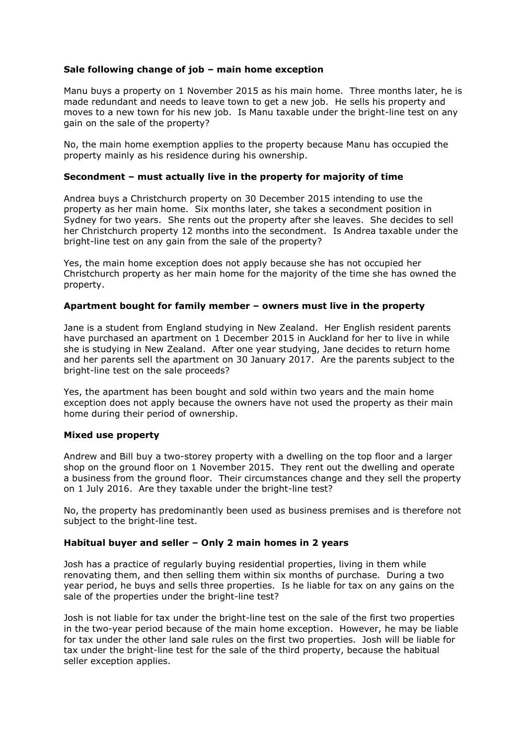**Sale following change of job – main home exception**

Manu buys a property on 1 November 2015 as his main home. Three months later, he is made redundant and needs to leave town to get a new job. He sells his property and moves to a new town for his new job. Is Manu taxable under the bright-line test on any gain on the sale of the property?

No, the main home exemption applies to the property because Manu has occupied the property mainly as his residence during his ownership.

**Secondment – must actually live in the property for majority of time**

Andrea buys a Christchurch property on 30 December 2015 intending to use the property as her main home. Six months later, she takes a secondment position in Sydney for two years. She rents out the property after she leaves. She decides to sell her Christchurch property 12 months into the secondment. Is Andrea taxable under the bright-line test on any gain from the sale of the property?

Yes, the main home exception does not apply because she has not occupied her Christchurch property as her main home for the majority of the time she has owned the property.

**Apartment bought for family member – owners must live in the property**

Jane is a student from England studying in New Zealand. Her English resident parents have purchased an apartment on 1 December 2015 in Auckland for her to live in while she is studying in New Zealand. After one year studying, Jane decides to return home and her parents sell the apartment on 30 January 2017. Are the parents subject to the bright-line test on the sale proceeds?

Yes, the apartment has been bought and sold within two years and the main home exception does not apply because the owners have not used the property as their main home during their period of ownership.

**Mixed use property**

Andrew and Bill buy a two-storey property with a dwelling on the top floor and a larger shop on the ground floor on 1 November 2015. They rent out the dwelling and operate a business from the ground floor. Their circumstances change and they sell the property on 1 July 2016. Are they taxable under the bright-line test?

No, the property has predominantly been used as business premises and is therefore not subject to the bright-line test.

**Habitual buyer and seller – Only 2 main homes in 2 years**

Josh has a practice of regularly buying residential properties, living in them while renovating them, and then selling them within six months of purchase. During a two year period, he buys and sells three properties. Is he liable for tax on any gains on the sale of the properties under the bright-line test?

Josh is not liable for tax under the bright-line test on the sale of the first two properties in the two-year period because of the main home exception. However, he may be liable for tax under the other land sale rules on the first two properties. Josh will be liable for tax under the bright-line test for the sale of the third property, because the habitual seller exception applies.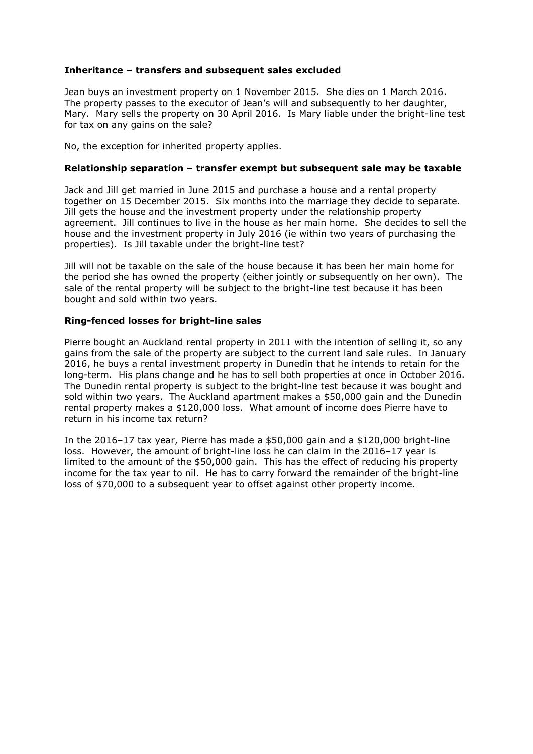**Inheritance – transfers and subsequent sales excluded**

Jean buys an investment property on 1 November 2015. She dies on 1 March 2016. The property passes to the executor of Jean's will and subsequently to her daughter, Mary. Mary sells the property on 30 April 2016. Is Mary liable under the bright-line test for tax on any gains on the sale?

No, the exception for inherited property applies.

**Relationship separation – transfer exempt but subsequent sale may be taxable**

Jack and Jill get married in June 2015 and purchase a house and a rental property together on 15 December 2015. Six months into the marriage they decide to separate. Jill gets the house and the investment property under the relationship property agreement. Jill continues to live in the house as her main home. She decides to sell the house and the investment property in July 2016 (ie within two years of purchasing the properties). Is Jill taxable under the bright-line test?

Jill will not be taxable on the sale of the house because it has been her main home for the period she has owned the property (either jointly or subsequently on her own). The sale of the rental property will be subject to the bright-line test because it has been bought and sold within two years.

**Ring-fenced losses for bright-line sales**

Pierre bought an Auckland rental property in 2011 with the intention of selling it, so any gains from the sale of the property are subject to the current land sale rules. In January 2016, he buys a rental investment property in Dunedin that he intends to retain for the long-term. His plans change and he has to sell both properties at once in October 2016. The Dunedin rental property is subject to the bright-line test because it was bought and sold within two years. The Auckland apartment makes a $50,000 gain and the Dunedin rental property makes a $120,000 loss. What amount of income does Pierre have to return in his income tax return?

In the 2016–17 tax year, Pierre has made a $50,000 gain and a $120,000 bright-line loss. However, the amount of bright-line loss he can claim in the 2016–17 year is limited to the amount of the $50,000 gain. This has the effect of reducing his property income for the tax year to nil. He has to carry forward the remainder of the bright-line loss of $70,000 to a subsequent year to offset against other property income.